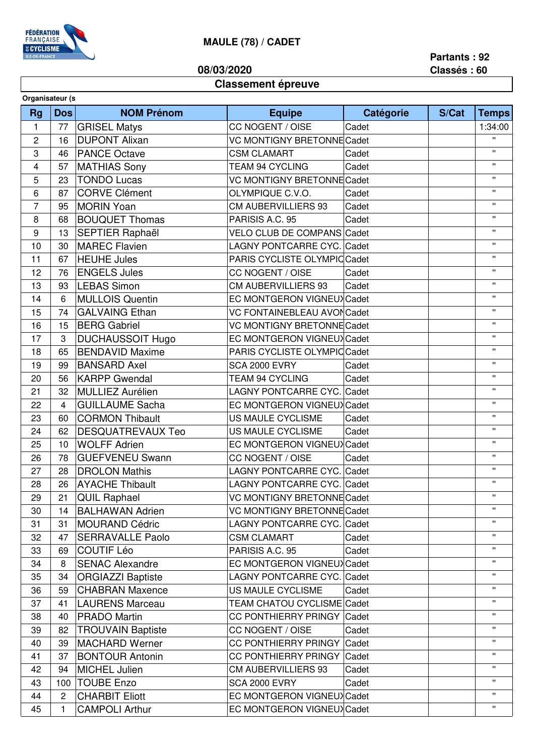# MAULE (78) / CADET

Partants : 92
Classés : 60

08/03/2020

## Classement épreuve

Organisateur (s

| Rg | Dos | NOM Prénom | Equipe | Catégorie | S/Cat | Temps |
|---|---|---|---|---|---|---|
| 1 | 77 | GRISEL Matys | CC NOGENT / OISE | Cadet | | 1:34:00 |
| 2 | 16 | DUPONT Alixan | VC MONTIGNY BRETONNE | Cadet | | " |
| 3 | 46 | PANCE Octave | CSM CLAMART | Cadet | | " |
| 4 | 57 | MATHIAS Sony | TEAM 94 CYCLING | Cadet | | " |
| 5 | 23 | TONDO Lucas | VC MONTIGNY BRETONNE | Cadet | | " |
| 6 | 87 | CORVE Clément | OLYMPIQUE C.V.O. | Cadet | | " |
| 7 | 95 | MORIN Yoan | CM AUBERVILLIERS 93 | Cadet | | " |
| 8 | 68 | BOUQUET Thomas | PARISIS A.C. 95 | Cadet | | " |
| 9 | 13 | SEPTIER Raphaël | VELO CLUB DE COMPANS | Cadet | | " |
| 10 | 30 | MAREC Flavien | LAGNY PONTCARRE CYC. | Cadet | | " |
| 11 | 67 | HEUHE Jules | PARIS CYCLISTE OLYMPIC | Cadet | | " |
| 12 | 76 | ENGELS Jules | CC NOGENT / OISE | Cadet | | " |
| 13 | 93 | LEBAS Simon | CM AUBERVILLIERS 93 | Cadet | | " |
| 14 | 6 | MULLOIS Quentin | EC MONTGERON VIGNEUX | Cadet | | " |
| 15 | 74 | GALVAING Ethan | VC FONTAINEBLEAU AVON | Cadet | | " |
| 16 | 15 | BERG Gabriel | VC MONTIGNY BRETONNE | Cadet | | " |
| 17 | 3 | DUCHAUSSOIT Hugo | EC MONTGERON VIGNEUX | Cadet | | " |
| 18 | 65 | BENDAVID Maxime | PARIS CYCLISTE OLYMPIC | Cadet | | " |
| 19 | 99 | BANSARD Axel | SCA 2000 EVRY | Cadet | | " |
| 20 | 56 | KARPP Gwendal | TEAM 94 CYCLING | Cadet | | " |
| 21 | 32 | MULLIEZ Aurélien | LAGNY PONTCARRE CYC. | Cadet | | " |
| 22 | 4 | GUILLAUME Sacha | EC MONTGERON VIGNEUX | Cadet | | " |
| 23 | 60 | CORMON Thibault | US MAULE CYCLISME | Cadet | | " |
| 24 | 62 | DESQUATREVAUX Teo | US MAULE CYCLISME | Cadet | | " |
| 25 | 10 | WOLFF Adrien | EC MONTGERON VIGNEUX | Cadet | | " |
| 26 | 78 | GUEFVENEU Swann | CC NOGENT / OISE | Cadet | | " |
| 27 | 28 | DROLON Mathis | LAGNY PONTCARRE CYC. | Cadet | | " |
| 28 | 26 | AYACHE Thibault | LAGNY PONTCARRE CYC. | Cadet | | " |
| 29 | 21 | QUIL Raphael | VC MONTIGNY BRETONNE | Cadet | | " |
| 30 | 14 | BALHAWAN Adrien | VC MONTIGNY BRETONNE | Cadet | | " |
| 31 | 31 | MOURAND Cédric | LAGNY PONTCARRE CYC. | Cadet | | " |
| 32 | 47 | SERRAVALLE Paolo | CSM CLAMART | Cadet | | " |
| 33 | 69 | COUTIF Léo | PARISIS A.C. 95 | Cadet | | " |
| 34 | 8 | SENAC Alexandre | EC MONTGERON VIGNEUX | Cadet | | " |
| 35 | 34 | ORGIAZZI Baptiste | LAGNY PONTCARRE CYC. | Cadet | | " |
| 36 | 59 | CHABRAN Maxence | US MAULE CYCLISME | Cadet | | " |
| 37 | 41 | LAURENS Marceau | TEAM CHATOU CYCLISME | Cadet | | " |
| 38 | 40 | PRADO Martin | CC PONTHIERRY PRINGY | Cadet | | " |
| 39 | 82 | TROUVAIN Baptiste | CC NOGENT / OISE | Cadet | | " |
| 40 | 39 | MACHARD Werner | CC PONTHIERRY PRINGY | Cadet | | " |
| 41 | 37 | BONTOUR Antonin | CC PONTHIERRY PRINGY | Cadet | | " |
| 42 | 94 | MICHEL Julien | CM AUBERVILLIERS 93 | Cadet | | " |
| 43 | 100 | TOUBE Enzo | SCA 2000 EVRY | Cadet | | " |
| 44 | 2 | CHARBIT Eliott | EC MONTGERON VIGNEUX | Cadet | | " |
| 45 | 1 | CAMPOLI Arthur | EC MONTGERON VIGNEUX | Cadet | | " |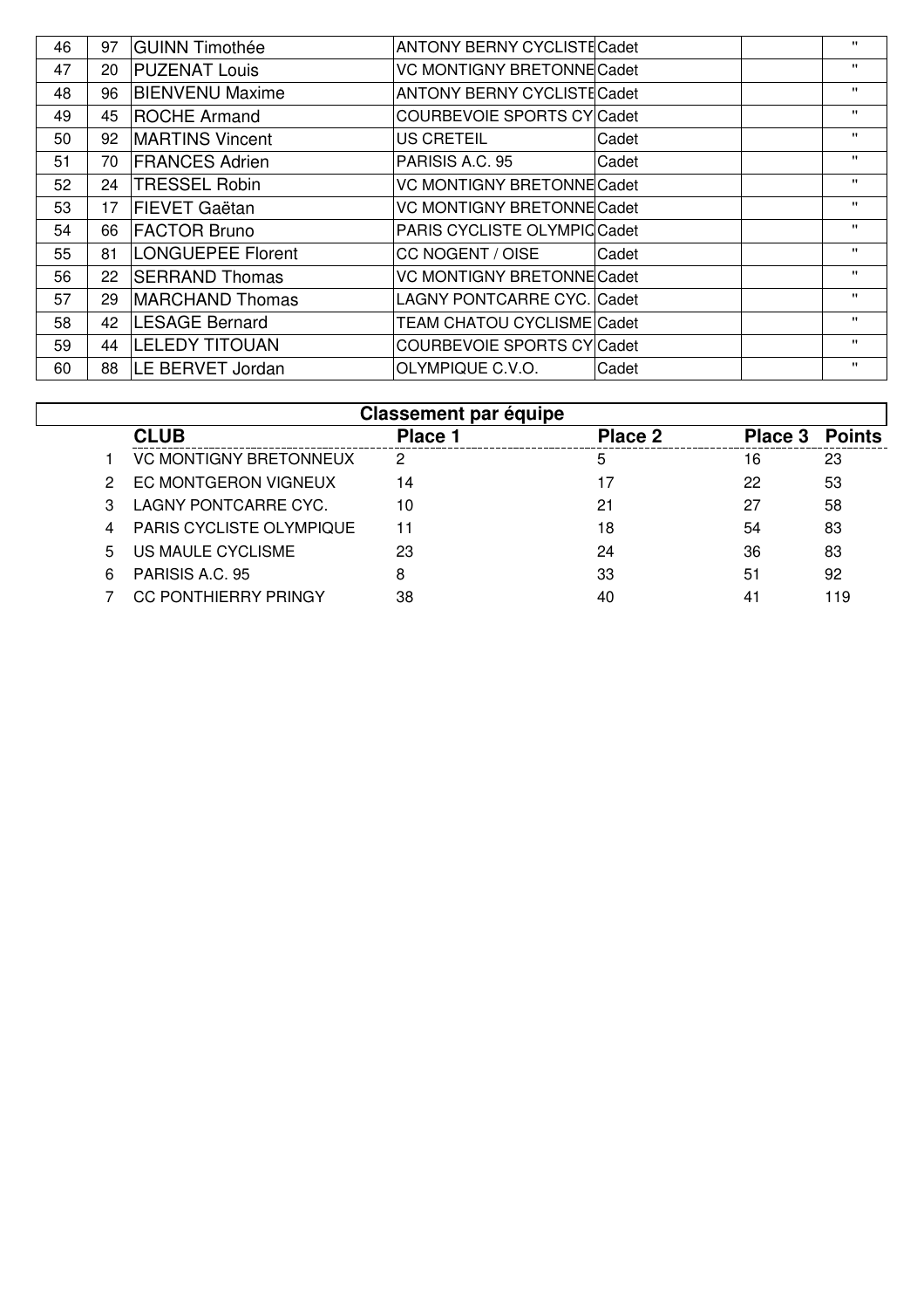| | | | | | | |
|---|---|---|---|---|---|---|
| 46 | 97 | GUINN Timothée | ANTONY BERNY CYCLISTE | Cadet | | " |
| 47 | 20 | PUZENAT Louis | VC MONTIGNY BRETONNE | Cadet | | " |
| 48 | 96 | BIENVENU Maxime | ANTONY BERNY CYCLISTE | Cadet | | " |
| 49 | 45 | ROCHE Armand | COURBEVOIE SPORTS CY | Cadet | | " |
| 50 | 92 | MARTINS Vincent | US CRETEIL | Cadet | | " |
| 51 | 70 | FRANCES Adrien | PARISIS A.C. 95 | Cadet | | " |
| 52 | 24 | TRESSEL Robin | VC MONTIGNY BRETONNE | Cadet | | " |
| 53 | 17 | FIEVET Gaëtan | VC MONTIGNY BRETONNE | Cadet | | " |
| 54 | 66 | FACTOR Bruno | PARIS CYCLISTE OLYMPIQ | Cadet | | " |
| 55 | 81 | LONGUEPEE Florent | CC NOGENT / OISE | Cadet | | " |
| 56 | 22 | SERRAND Thomas | VC MONTIGNY BRETONNE | Cadet | | " |
| 57 | 29 | MARCHAND Thomas | LAGNY PONTCARRE CYC. | Cadet | | " |
| 58 | 42 | LESAGE Bernard | TEAM CHATOU CYCLISME | Cadet | | " |
| 59 | 44 | LELEDY TITOUAN | COURBEVOIE SPORTS CY | Cadet | | " |
| 60 | 88 | LE BERVET Jordan | OLYMPIQUE C.V.O. | Cadet | | " |

## Classement par équipe

| | CLUB | Place 1 | Place 2 | Place 3 | Points |
|---|---|---|---|---|---|
| 1 | VC MONTIGNY BRETONNEUX | 2 | 5 | 16 | 23 |
| 2 | EC MONTGERON VIGNEUX | 14 | 17 | 22 | 53 |
| 3 | LAGNY PONTCARRE CYC. | 10 | 21 | 27 | 58 |
| 4 | PARIS CYCLISTE OLYMPIQUE | 11 | 18 | 54 | 83 |
| 5 | US MAULE CYCLISME | 23 | 24 | 36 | 83 |
| 6 | PARISIS A.C. 95 | 8 | 33 | 51 | 92 |
| 7 | CC PONTHIERRY PRINGY | 38 | 40 | 41 | 119 |